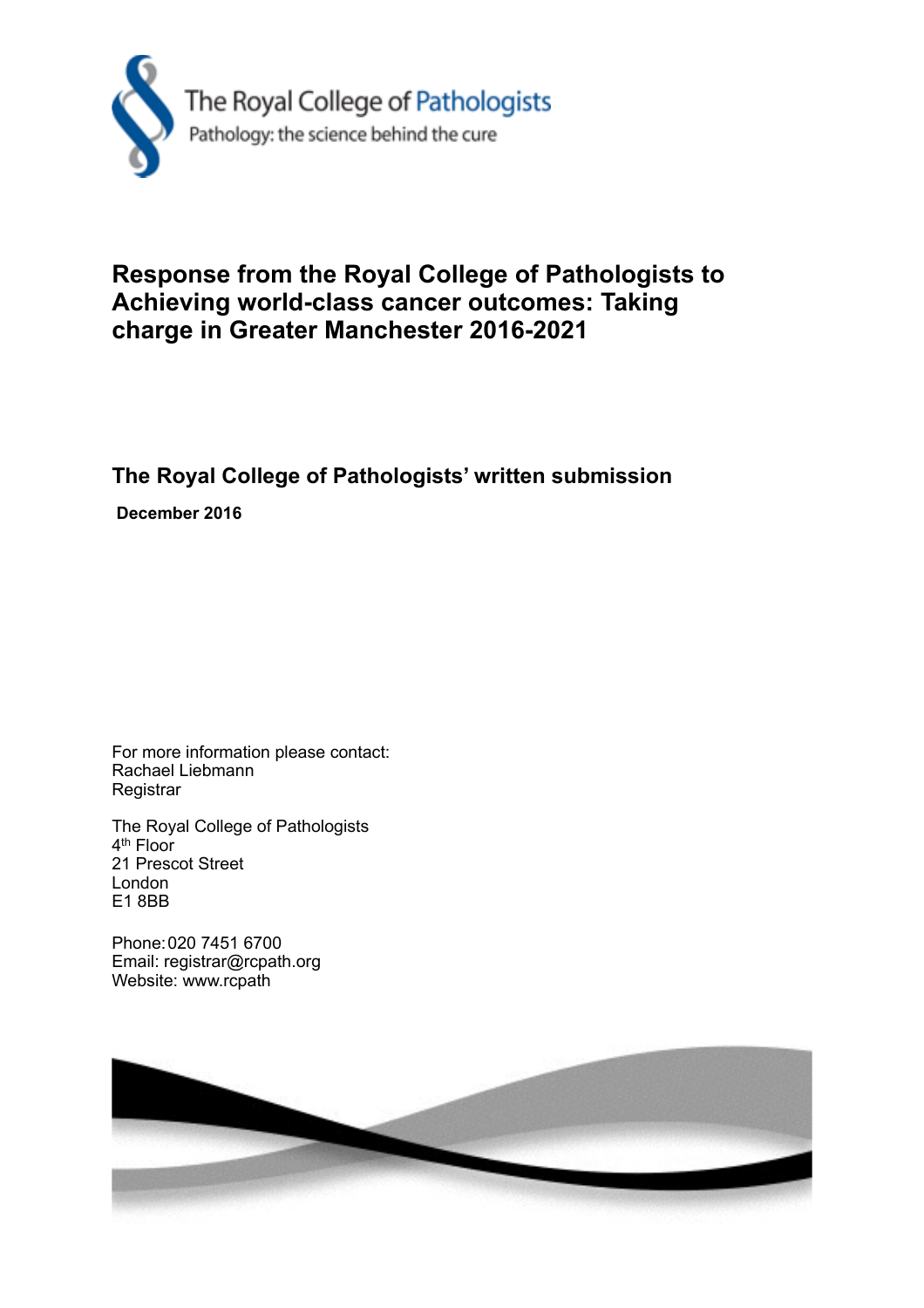The Royal College of Pathologists

Pathology: the science behind the cure

# Response from the Royal College of Pathologists to Achieving world-class cancer outcomes: Taking charge in Greater Manchester 2016-2021

## The Royal College of Pathologists' written submission

**December 2016**

For more information please contact:
Rachael Liebmann
Registrar

The Royal College of Pathologists
4th Floor
21 Prescot Street
London
E1 8BB

Phone: 020 7451 6700
Email: registrar@rcpath.org
Website: www.rcpath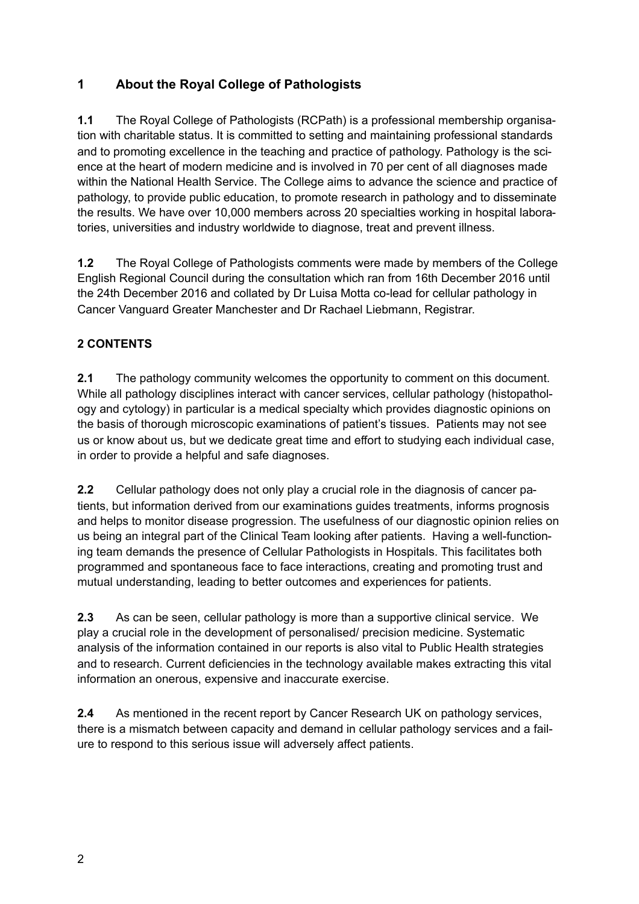## 1 About the Royal College of Pathologists

**1.1** The Royal College of Pathologists (RCPath) is a professional membership organisation with charitable status. It is committed to setting and maintaining professional standards and to promoting excellence in the teaching and practice of pathology. Pathology is the science at the heart of modern medicine and is involved in 70 per cent of all diagnoses made within the National Health Service. The College aims to advance the science and practice of pathology, to provide public education, to promote research in pathology and to disseminate the results. We have over 10,000 members across 20 specialties working in hospital laboratories, universities and industry worldwide to diagnose, treat and prevent illness.

**1.2** The Royal College of Pathologists comments were made by members of the College English Regional Council during the consultation which ran from 16th December 2016 until the 24th December 2016 and collated by Dr Luisa Motta co-lead for cellular pathology in Cancer Vanguard Greater Manchester and Dr Rachael Liebmann, Registrar.

## 2 CONTENTS

**2.1** The pathology community welcomes the opportunity to comment on this document. While all pathology disciplines interact with cancer services, cellular pathology (histopathology and cytology) in particular is a medical specialty which provides diagnostic opinions on the basis of thorough microscopic examinations of patient's tissues. Patients may not see us or know about us, but we dedicate great time and effort to studying each individual case, in order to provide a helpful and safe diagnoses.

**2.2** Cellular pathology does not only play a crucial role in the diagnosis of cancer patients, but information derived from our examinations guides treatments, informs prognosis and helps to monitor disease progression. The usefulness of our diagnostic opinion relies on us being an integral part of the Clinical Team looking after patients. Having a well-functioning team demands the presence of Cellular Pathologists in Hospitals. This facilitates both programmed and spontaneous face to face interactions, creating and promoting trust and mutual understanding, leading to better outcomes and experiences for patients.

**2.3** As can be seen, cellular pathology is more than a supportive clinical service. We play a crucial role in the development of personalised/ precision medicine. Systematic analysis of the information contained in our reports is also vital to Public Health strategies and to research. Current deficiencies in the technology available makes extracting this vital information an onerous, expensive and inaccurate exercise.

**2.4** As mentioned in the recent report by Cancer Research UK on pathology services, there is a mismatch between capacity and demand in cellular pathology services and a failure to respond to this serious issue will adversely affect patients.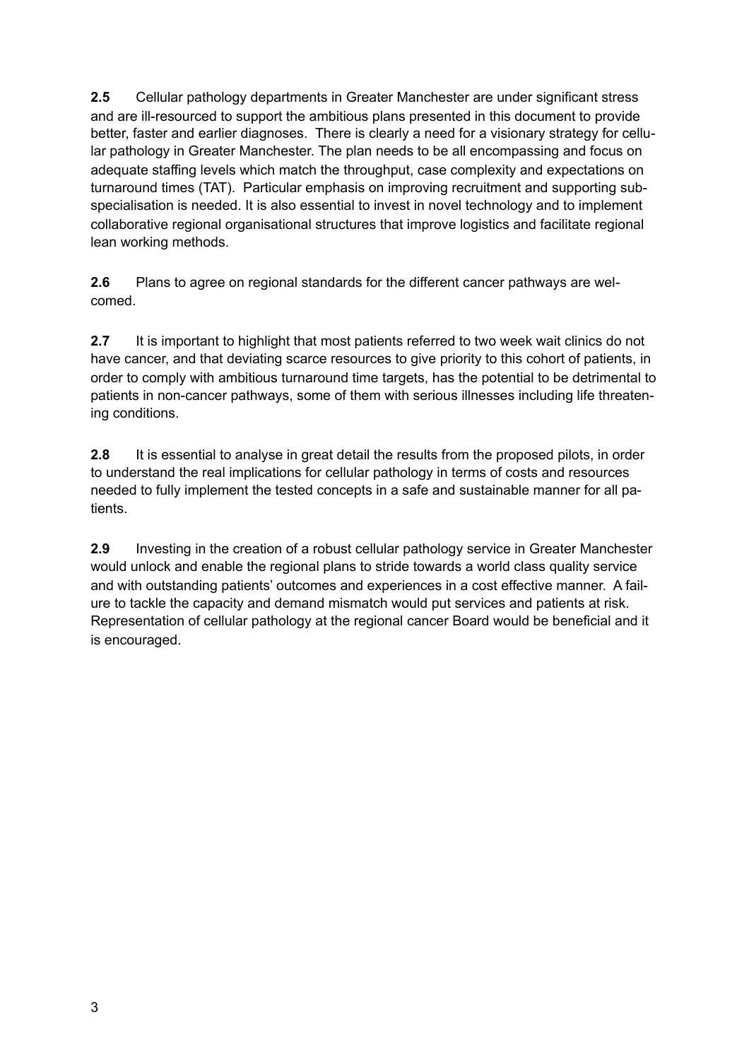**2.5** Cellular pathology departments in Greater Manchester are under significant stress and are ill-resourced to support the ambitious plans presented in this document to provide better, faster and earlier diagnoses. There is clearly a need for a visionary strategy for cellular pathology in Greater Manchester. The plan needs to be all encompassing and focus on adequate staffing levels which match the throughput, case complexity and expectations on turnaround times (TAT). Particular emphasis on improving recruitment and supporting sub-specialisation is needed. It is also essential to invest in novel technology and to implement collaborative regional organisational structures that improve logistics and facilitate regional lean working methods.

**2.6** Plans to agree on regional standards for the different cancer pathways are welcomed.

**2.7** It is important to highlight that most patients referred to two week wait clinics do not have cancer, and that deviating scarce resources to give priority to this cohort of patients, in order to comply with ambitious turnaround time targets, has the potential to be detrimental to patients in non-cancer pathways, some of them with serious illnesses including life threatening conditions.

**2.8** It is essential to analyse in great detail the results from the proposed pilots, in order to understand the real implications for cellular pathology in terms of costs and resources needed to fully implement the tested concepts in a safe and sustainable manner for all patients.

**2.9** Investing in the creation of a robust cellular pathology service in Greater Manchester would unlock and enable the regional plans to stride towards a world class quality service and with outstanding patients' outcomes and experiences in a cost effective manner. A failure to tackle the capacity and demand mismatch would put services and patients at risk. Representation of cellular pathology at the regional cancer Board would be beneficial and it is encouraged.